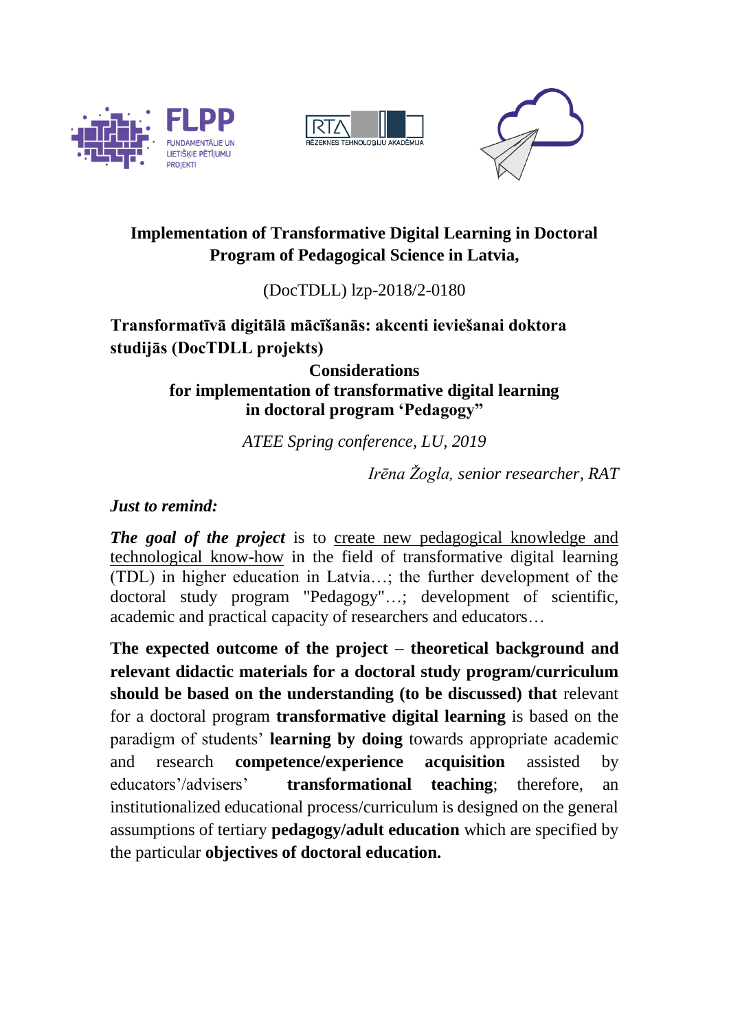# Implementation of Transformative Digital Learning in Doctoral Program of Pedagogical Science in Latvia,

(DocTDLL) lzp-2018/2-0180

**Transformatīvā digitālā mācīšanās: akcenti ieviešanai doktora studijās (DocTDLL projekts)**

## Considerations for implementation of transformative digital learning in doctoral program 'Pedagogy"

*ATEE Spring conference, LU, 2019*

*Irēna Žogla, senior researcher, RAT*

***Just to remind:***

***The goal of the project*** is to create new pedagogical knowledge and technological know-how in the field of transformative digital learning (TDL) in higher education in Latvia…; the further development of the doctoral study program "Pedagogy"…; development of scientific, academic and practical capacity of researchers and educators…

**The expected outcome of the project – theoretical background and relevant didactic materials for a doctoral study program/curriculum should be based on the understanding (to be discussed) that** relevant for a doctoral program **transformative digital learning** is based on the paradigm of students' **learning by doing** towards appropriate academic and research **competence/experience acquisition** assisted by educators'/advisers' **transformational teaching**; therefore, an institutionalized educational process/curriculum is designed on the general assumptions of tertiary **pedagogy/adult education** which are specified by the particular **objectives of doctoral education.**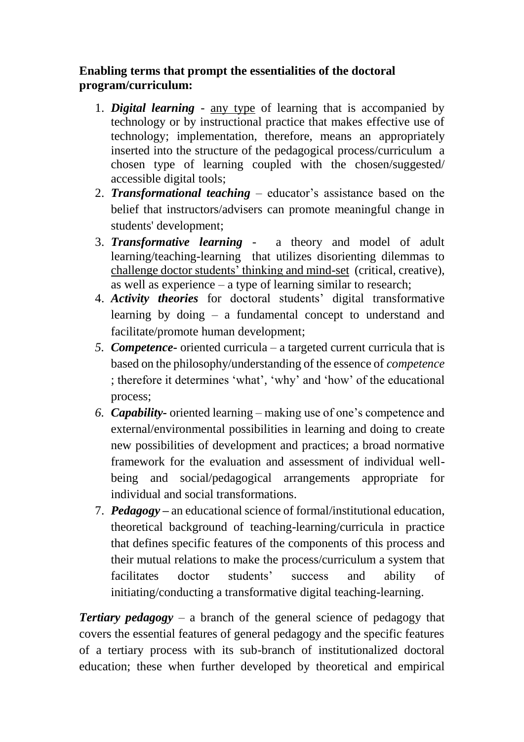**Enabling terms that prompt the essentialities of the doctoral program/curriculum:**

1. ***Digital learning*** - <u>any type</u> of learning that is accompanied by technology or by instructional practice that makes effective use of technology; implementation, therefore, means an appropriately inserted into the structure of the pedagogical process/curriculum a chosen type of learning coupled with the chosen/suggested/ accessible digital tools;
2. ***Transformational teaching*** – educator's assistance based on the belief that instructors/advisers can promote meaningful change in students' development;
3. ***Transformative learning*** - a theory and model of adult learning/teaching-learning that utilizes disorienting dilemmas to <u>challenge doctor students' thinking and mind-set</u> (critical, creative), as well as experience – a type of learning similar to research;
4. ***Activity theories*** for doctoral students' digital transformative learning by doing – a fundamental concept to understand and facilitate/promote human development;
5. ***Competence-*** oriented curricula – a targeted current curricula that is based on the philosophy/understanding of the essence of *competence* ; therefore it determines 'what', 'why' and 'how' of the educational process;
6. ***Capability-*** oriented learning – making use of one's competence and external/environmental possibilities in learning and doing to create new possibilities of development and practices; a broad normative framework for the evaluation and assessment of individual well-being and social/pedagogical arrangements appropriate for individual and social transformations.
7. ***Pedagogy –*** an educational science of formal/institutional education, theoretical background of teaching-learning/curricula in practice that defines specific features of the components of this process and their mutual relations to make the process/curriculum a system that facilitates doctor students' success and ability of initiating/conducting a transformative digital teaching-learning.

***Tertiary pedagogy*** – a branch of the general science of pedagogy that covers the essential features of general pedagogy and the specific features of a tertiary process with its sub-branch of institutionalized doctoral education; these when further developed by theoretical and empirical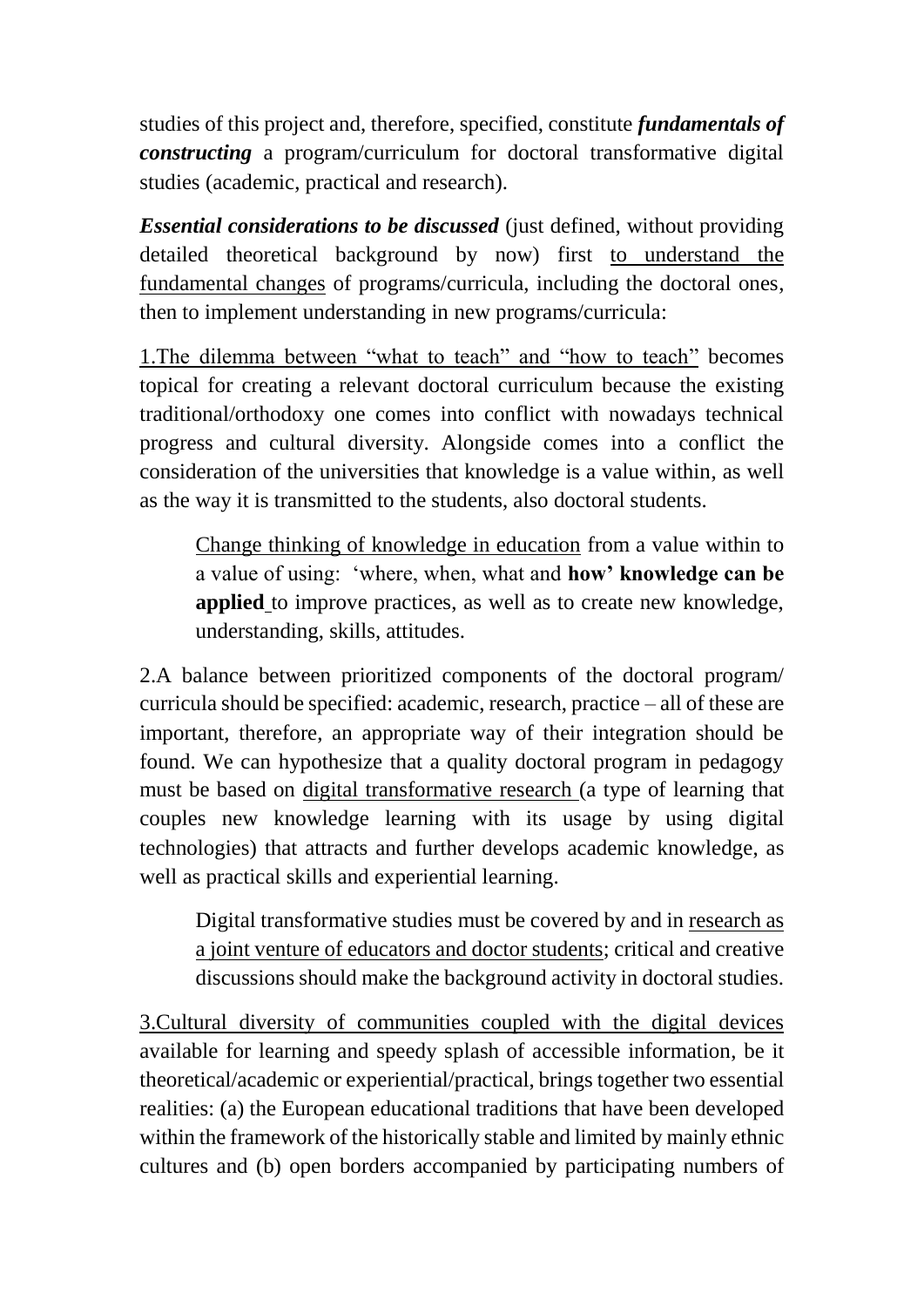studies of this project and, therefore, specified, constitute ***fundamentals of constructing*** a program/curriculum for doctoral transformative digital studies (academic, practical and research).

***Essential considerations to be discussed*** (just defined, without providing detailed theoretical background by now) first to understand the fundamental changes of programs/curricula, including the doctoral ones, then to implement understanding in new programs/curricula:

1.The dilemma between "what to teach" and "how to teach" becomes topical for creating a relevant doctoral curriculum because the existing traditional/orthodoxy one comes into conflict with nowadays technical progress and cultural diversity. Alongside comes into a conflict the consideration of the universities that knowledge is a value within, as well as the way it is transmitted to the students, also doctoral students.

> Change thinking of knowledge in education from a value within to a value of using: 'where, when, what and **how' knowledge can be applied** to improve practices, as well as to create new knowledge, understanding, skills, attitudes.

2.A balance between prioritized components of the doctoral program/ curricula should be specified: academic, research, practice – all of these are important, therefore, an appropriate way of their integration should be found. We can hypothesize that a quality doctoral program in pedagogy must be based on digital transformative research (a type of learning that couples new knowledge learning with its usage by using digital technologies) that attracts and further develops academic knowledge, as well as practical skills and experiential learning.

> Digital transformative studies must be covered by and in research as a joint venture of educators and doctor students; critical and creative discussions should make the background activity in doctoral studies.

3.Cultural diversity of communities coupled with the digital devices available for learning and speedy splash of accessible information, be it theoretical/academic or experiential/practical, brings together two essential realities: (a) the European educational traditions that have been developed within the framework of the historically stable and limited by mainly ethnic cultures and (b) open borders accompanied by participating numbers of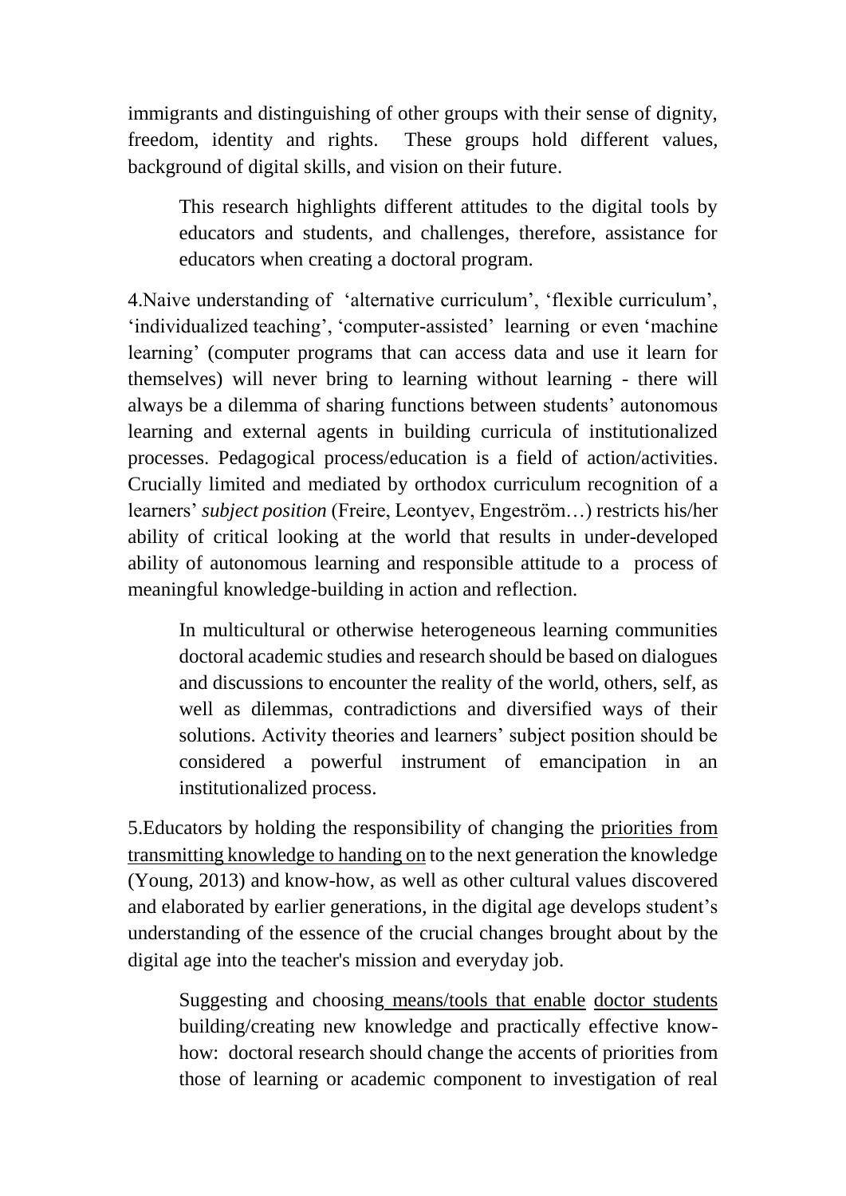immigrants and distinguishing of other groups with their sense of dignity, freedom, identity and rights. These groups hold different values, background of digital skills, and vision on their future.

> This research highlights different attitudes to the digital tools by educators and students, and challenges, therefore, assistance for educators when creating a doctoral program.

4.Naive understanding of 'alternative curriculum', 'flexible curriculum', 'individualized teaching', 'computer-assisted' learning or even 'machine learning' (computer programs that can access data and use it learn for themselves) will never bring to learning without learning - there will always be a dilemma of sharing functions between students' autonomous learning and external agents in building curricula of institutionalized processes. Pedagogical process/education is a field of action/activities. Crucially limited and mediated by orthodox curriculum recognition of a learners' *subject position* (Freire, Leontyev, Engeström…) restricts his/her ability of critical looking at the world that results in under-developed ability of autonomous learning and responsible attitude to a process of meaningful knowledge-building in action and reflection.

> In multicultural or otherwise heterogeneous learning communities doctoral academic studies and research should be based on dialogues and discussions to encounter the reality of the world, others, self, as well as dilemmas, contradictions and diversified ways of their solutions. Activity theories and learners' subject position should be considered a powerful instrument of emancipation in an institutionalized process.

5.Educators by holding the responsibility of changing the priorities from transmitting knowledge to handing on to the next generation the knowledge (Young, 2013) and know-how, as well as other cultural values discovered and elaborated by earlier generations, in the digital age develops student's understanding of the essence of the crucial changes brought about by the digital age into the teacher's mission and everyday job.

> Suggesting and choosing means/tools that enable doctor students building/creating new knowledge and practically effective know-how: doctoral research should change the accents of priorities from those of learning or academic component to investigation of real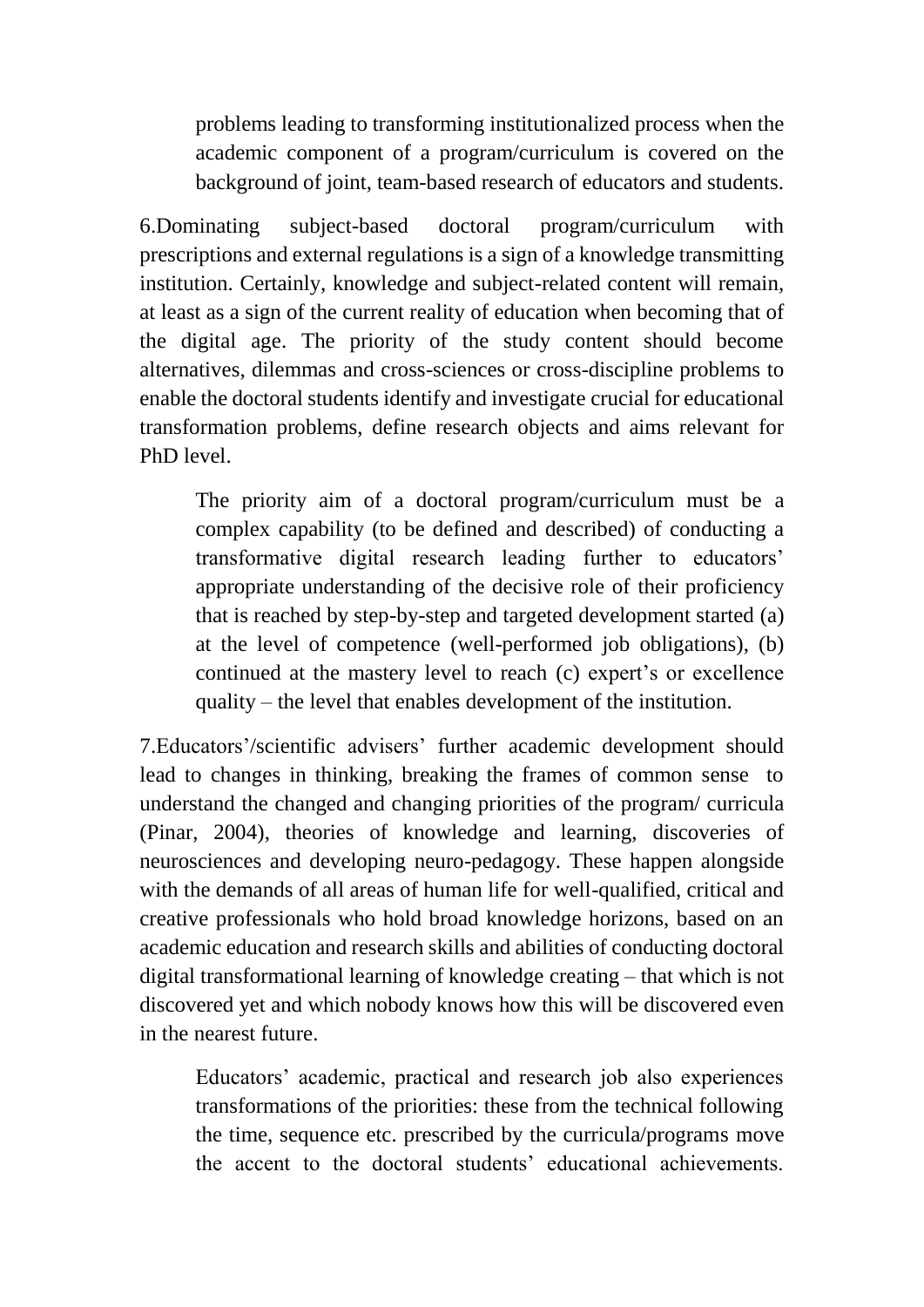problems leading to transforming institutionalized process when the academic component of a program/curriculum is covered on the background of joint, team-based research of educators and students.

6.Dominating subject-based doctoral program/curriculum with prescriptions and external regulations is a sign of a knowledge transmitting institution. Certainly, knowledge and subject-related content will remain, at least as a sign of the current reality of education when becoming that of the digital age. The priority of the study content should become alternatives, dilemmas and cross-sciences or cross-discipline problems to enable the doctoral students identify and investigate crucial for educational transformation problems, define research objects and aims relevant for PhD level.

> The priority aim of a doctoral program/curriculum must be a complex capability (to be defined and described) of conducting a transformative digital research leading further to educators' appropriate understanding of the decisive role of their proficiency that is reached by step-by-step and targeted development started (a) at the level of competence (well-performed job obligations), (b) continued at the mastery level to reach (c) expert's or excellence quality – the level that enables development of the institution.

7.Educators'/scientific advisers' further academic development should lead to changes in thinking, breaking the frames of common sense to understand the changed and changing priorities of the program/ curricula (Pinar, 2004), theories of knowledge and learning, discoveries of neurosciences and developing neuro-pedagogy. These happen alongside with the demands of all areas of human life for well-qualified, critical and creative professionals who hold broad knowledge horizons, based on an academic education and research skills and abilities of conducting doctoral digital transformational learning of knowledge creating – that which is not discovered yet and which nobody knows how this will be discovered even in the nearest future.

> Educators' academic, practical and research job also experiences transformations of the priorities: these from the technical following the time, sequence etc. prescribed by the curricula/programs move the accent to the doctoral students' educational achievements.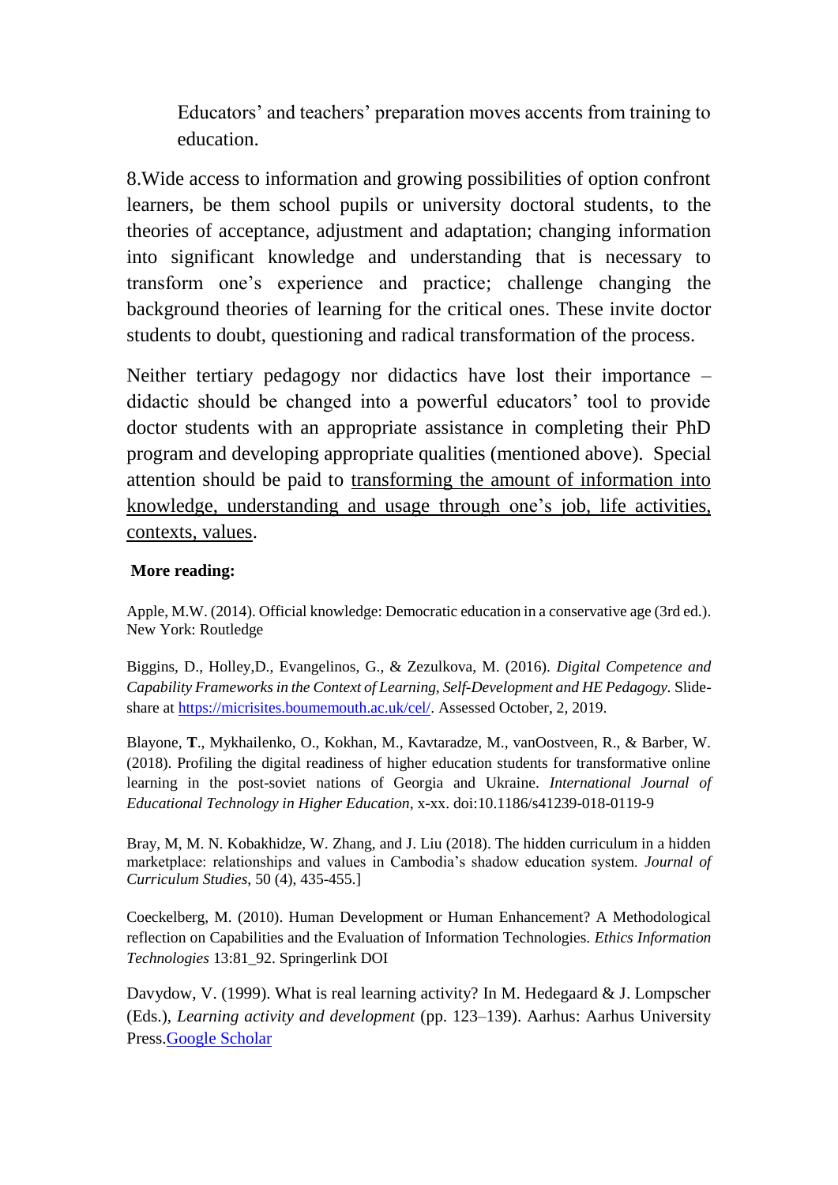Educators' and teachers' preparation moves accents from training to education.

8.Wide access to information and growing possibilities of option confront learners, be them school pupils or university doctoral students, to the theories of acceptance, adjustment and adaptation; changing information into significant knowledge and understanding that is necessary to transform one's experience and practice; challenge changing the background theories of learning for the critical ones. These invite doctor students to doubt, questioning and radical transformation of the process.

Neither tertiary pedagogy nor didactics have lost their importance – didactic should be changed into a powerful educators' tool to provide doctor students with an appropriate assistance in completing their PhD program and developing appropriate qualities (mentioned above). Special attention should be paid to <u>transforming the amount of information into knowledge, understanding and usage through one's job, life activities, contexts, values</u>.

**More reading:**

Apple, M.W. (2014). Official knowledge: Democratic education in a conservative age (3rd ed.). New York: Routledge

Biggins, D., Holley,D., Evangelinos, G., & Zezulkova, M. (2016). *Digital Competence and Capability Frameworks in the Context of Learning, Self-Development and HE Pedagogy.* Slide-share at https://micrisites.boumemouth.ac.uk/cel/. Assessed October, 2, 2019.

Blayone, **T**., Mykhailenko, O., Kokhan, M., Kavtaradze, M., vanOostveen, R., & Barber, W. (2018). Profiling the digital readiness of higher education students for transformative online learning in the post-soviet nations of Georgia and Ukraine. *International Journal of Educational Technology in Higher Education*, x-xx. doi:10.1186/s41239-018-0119-9

Bray, M, M. N. Kobakhidze, W. Zhang, and J. Liu (2018). The hidden curriculum in a hidden marketplace: relationships and values in Cambodia's shadow education system. *Journal of Curriculum Studies*, 50 (4), 435-455.]

Coeckelberg, M. (2010). Human Development or Human Enhancement? A Methodological reflection on Capabilities and the Evaluation of Information Technologies. *Ethics Information Technologies* 13:81_92. Springerlink DOI

Davydow, V. (1999). What is real learning activity? In M. Hedegaard & J. Lompscher (Eds.), *Learning activity and development* (pp. 123–139). Aarhus: Aarhus University Press.Google Scholar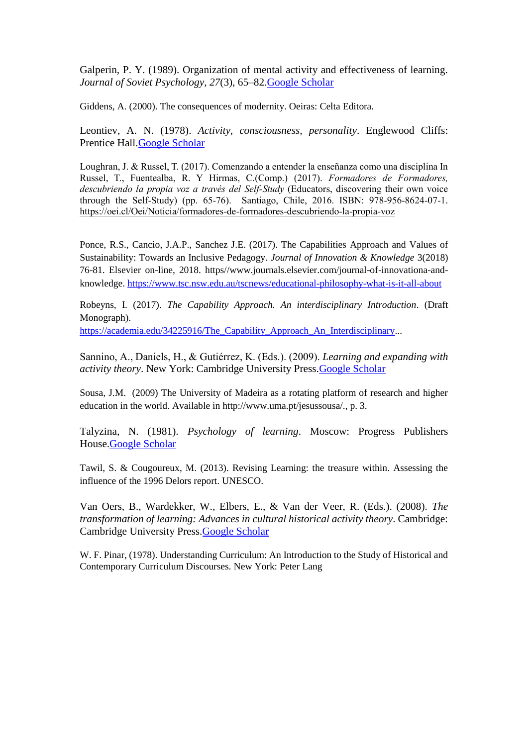Galperin, P. Y. (1989). Organization of mental activity and effectiveness of learning. *Journal of Soviet Psychology*, *27*(3), 65–82.Google Scholar

Giddens, A. (2000). The consequences of modernity. Oeiras: Celta Editora.

Leontiev, A. N. (1978). *Activity, consciousness, personality*. Englewood Cliffs: Prentice Hall.Google Scholar

Loughran, J. & Russel, T. (2017). Comenzando a entender la enseñanza como una disciplina In Russel, T., Fuentealba, R. Y Hirmas, C.(Comp.) (2017). *Formadores de Formadores, descubriendo la propia voz a través del Self-Study* (Educators, discovering their own voice through the Self-Study) (pp. 65-76). Santiago, Chile, 2016. ISBN: 978-956-8624-07-1. https://oei.cl/Oei/Noticia/formadores-de-formadores-descubriendo-la-propia-voz

Ponce, R.S., Cancio, J.A.P., Sanchez J.E. (2017). The Capabilities Approach and Values of Sustainability: Towards an Inclusive Pedagogy. *Journal of Innovation & Knowledge* 3(2018) 76-81. Elsevier on-line, 2018. https//www.journals.elsevier.com/journal-of-innovationa-and-knowledge. https://www.tsc.nsw.edu.au/tscnews/educational-philosophy-what-is-it-all-about

Robeyns, I. (2017). *The Capability Approach. An interdisciplinary Introduction*. (Draft Monograph). https://academia.edu/34225916/The_Capability_Approach_An_Interdisciplinary...

Sannino, A., Daniels, H., & Gutiérrez, K. (Eds.). (2009). *Learning and expanding with activity theory*. New York: Cambridge University Press.Google Scholar

Sousa, J.M. (2009) The University of Madeira as a rotating platform of research and higher education in the world. Available in http://www.uma.pt/jesussousa/., p. 3.

Talyzina, N. (1981). *Psychology of learning*. Moscow: Progress Publishers House.Google Scholar

Tawil, S. & Cougoureux, M. (2013). Revising Learning: the treasure within. Assessing the influence of the 1996 Delors report. UNESCO.

Van Oers, B., Wardekker, W., Elbers, E., & Van der Veer, R. (Eds.). (2008). *The transformation of learning: Advances in cultural historical activity theory*. Cambridge: Cambridge University Press.Google Scholar

W. F. Pinar, (1978). Understanding Curriculum: An Introduction to the Study of Historical and Contemporary Curriculum Discourses. New York: Peter Lang